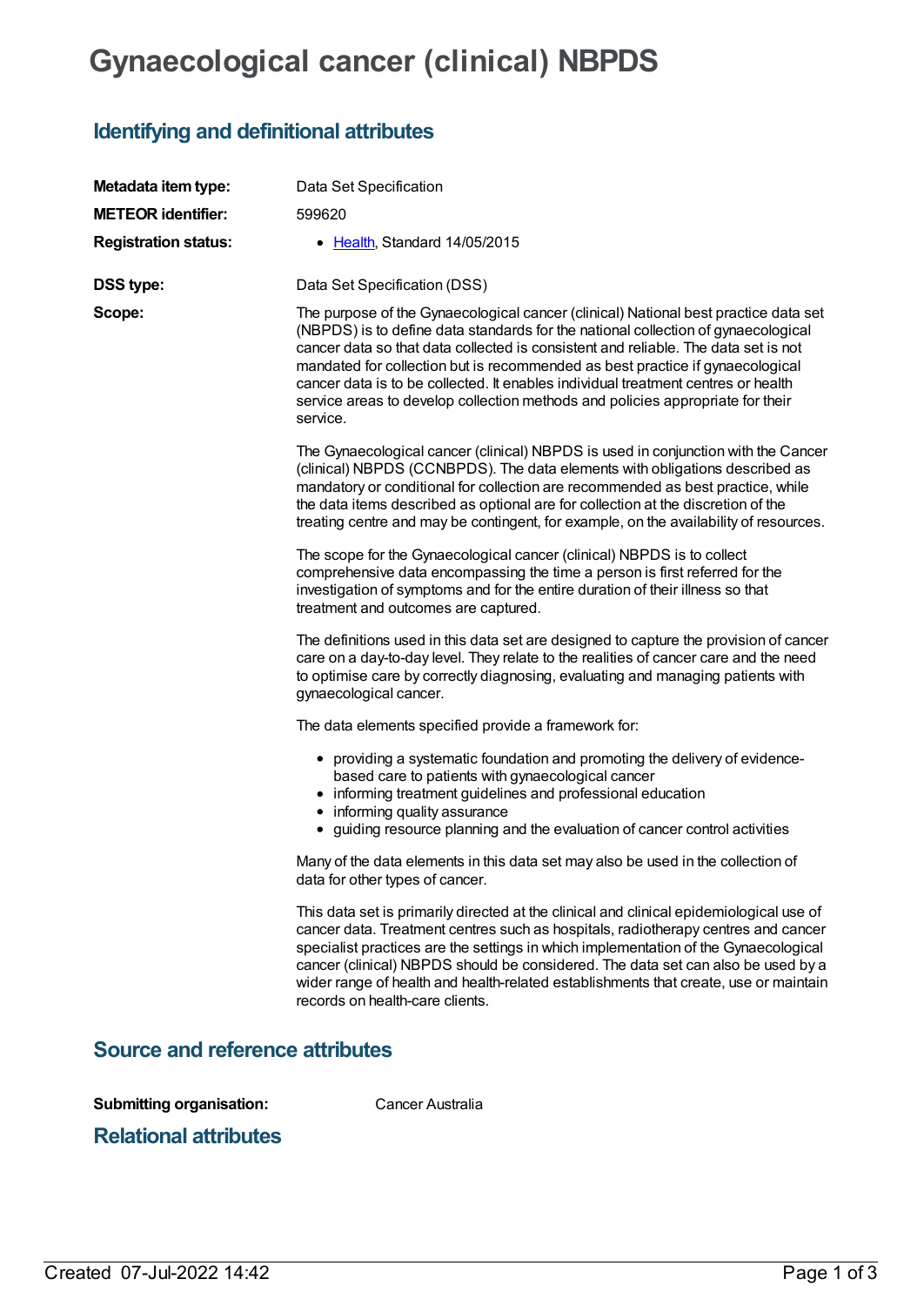# Gynaecological cancer (clinical) NBPDS

## Identifying and definitional attributes

**Metadata item type:** Data Set Specification

**METEOR identifier:** 599620

**Registration status:**

- Health, Standard 14/05/2015

**DSS type:** Data Set Specification (DSS)

**Scope:**

The purpose of the Gynaecological cancer (clinical) National best practice data set (NBPDS) is to define data standards for the national collection of gynaecological cancer data so that data collected is consistent and reliable. The data set is not mandated for collection but is recommended as best practice if gynaecological cancer data is to be collected. It enables individual treatment centres or health service areas to develop collection methods and policies appropriate for their service.

The Gynaecological cancer (clinical) NBPDS is used in conjunction with the Cancer (clinical) NBPDS (CCNBPDS). The data elements with obligations described as mandatory or conditional for collection are recommended as best practice, while the data items described as optional are for collection at the discretion of the treating centre and may be contingent, for example, on the availability of resources.

The scope for the Gynaecological cancer (clinical) NBPDS is to collect comprehensive data encompassing the time a person is first referred for the investigation of symptoms and for the entire duration of their illness so that treatment and outcomes are captured.

The definitions used in this data set are designed to capture the provision of cancer care on a day-to-day level. They relate to the realities of cancer care and the need to optimise care by correctly diagnosing, evaluating and managing patients with gynaecological cancer.

The data elements specified provide a framework for:

- providing a systematic foundation and promoting the delivery of evidence-based care to patients with gynaecological cancer
- informing treatment guidelines and professional education
- informing quality assurance
- guiding resource planning and the evaluation of cancer control activities

Many of the data elements in this data set may also be used in the collection of data for other types of cancer.

This data set is primarily directed at the clinical and clinical epidemiological use of cancer data. Treatment centres such as hospitals, radiotherapy centres and cancer specialist practices are the settings in which implementation of the Gynaecological cancer (clinical) NBPDS should be considered. The data set can also be used by a wider range of health and health-related establishments that create, use or maintain records on health-care clients.

## Source and reference attributes

**Submitting organisation:** Cancer Australia

## Relational attributes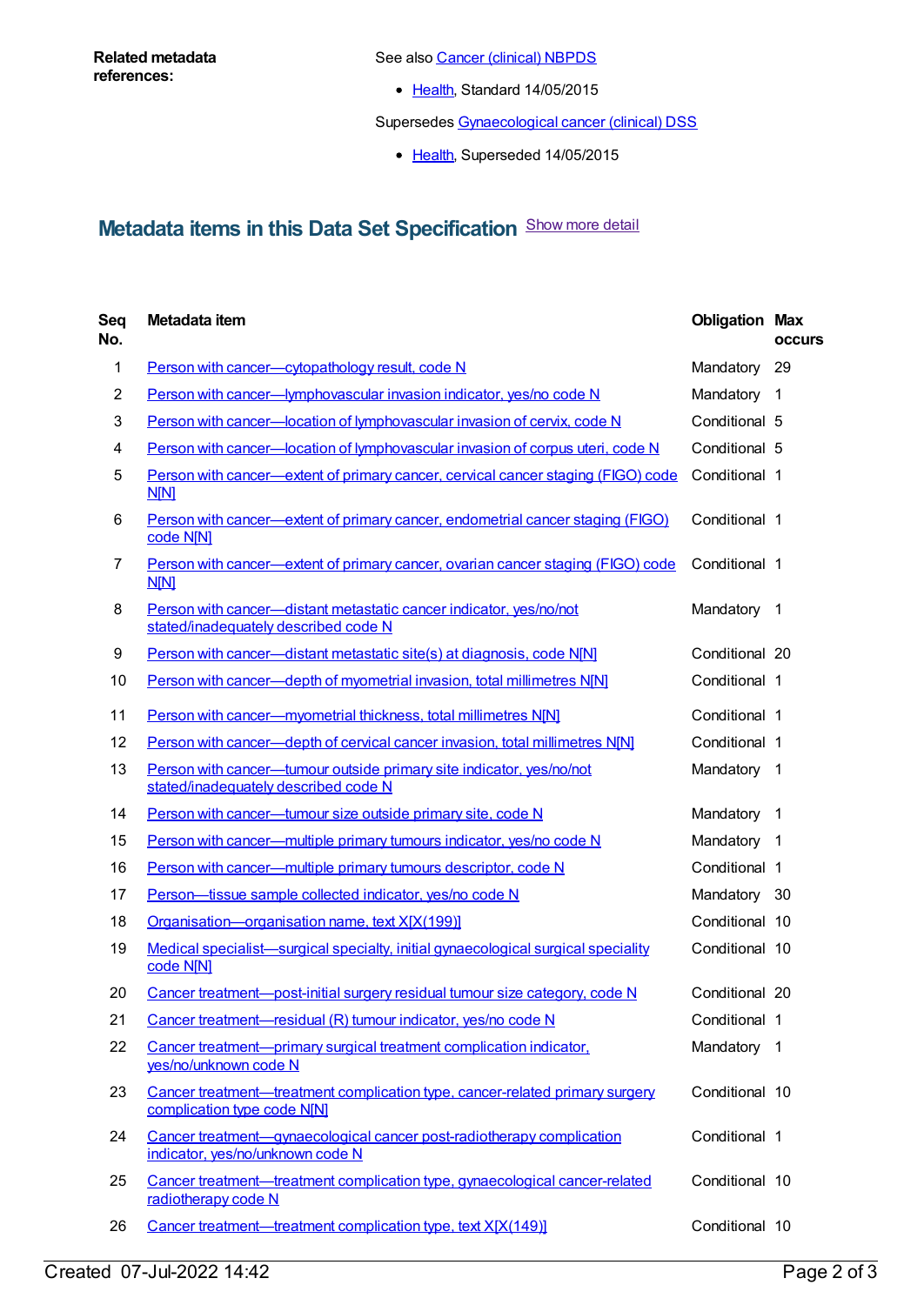**Related metadata references:**

See also Cancer (clinical) NBPDS

- Health, Standard 14/05/2015

Supersedes Gynaecological cancer (clinical) DSS

- Health, Superseded 14/05/2015

## Metadata items in this Data Set Specification

Show more detail

| Seq No. | Metadata item | Obligation | Max occurs |
|---|---|---|---|
| 1 | Person with cancer—cytopathology result, code N | Mandatory | 29 |
| 2 | Person with cancer—lymphovascular invasion indicator, yes/no code N | Mandatory | 1 |
| 3 | Person with cancer—location of lymphovascular invasion of cervix, code N | Conditional | 5 |
| 4 | Person with cancer—location of lymphovascular invasion of corpus uteri, code N | Conditional | 5 |
| 5 | Person with cancer—extent of primary cancer, cervical cancer staging (FIGO) code N[N] | Conditional | 1 |
| 6 | Person with cancer—extent of primary cancer, endometrial cancer staging (FIGO) code N[N] | Conditional | 1 |
| 7 | Person with cancer—extent of primary cancer, ovarian cancer staging (FIGO) code N[N] | Conditional | 1 |
| 8 | Person with cancer—distant metastatic cancer indicator, yes/no/not stated/inadequately described code N | Mandatory | 1 |
| 9 | Person with cancer—distant metastatic site(s) at diagnosis, code N[N] | Conditional | 20 |
| 10 | Person with cancer—depth of myometrial invasion, total millimetres N[N] | Conditional | 1 |
| 11 | Person with cancer—myometrial thickness, total millimetres N[N] | Conditional | 1 |
| 12 | Person with cancer—depth of cervical cancer invasion, total millimetres N[N] | Conditional | 1 |
| 13 | Person with cancer—tumour outside primary site indicator, yes/no/not stated/inadequately described code N | Mandatory | 1 |
| 14 | Person with cancer—tumour size outside primary site, code N | Mandatory | 1 |
| 15 | Person with cancer—multiple primary tumours indicator, yes/no code N | Mandatory | 1 |
| 16 | Person with cancer—multiple primary tumours descriptor, code N | Conditional | 1 |
| 17 | Person—tissue sample collected indicator, yes/no code N | Mandatory | 30 |
| 18 | Organisation—organisation name, text X[X(199)] | Conditional | 10 |
| 19 | Medical specialist—surgical specialty, initial gynaecological surgical speciality code N[N] | Conditional | 10 |
| 20 | Cancer treatment—post-initial surgery residual tumour size category, code N | Conditional | 20 |
| 21 | Cancer treatment—residual (R) tumour indicator, yes/no code N | Conditional | 1 |
| 22 | Cancer treatment—primary surgical treatment complication indicator, yes/no/unknown code N | Mandatory | 1 |
| 23 | Cancer treatment—treatment complication type, cancer-related primary surgery complication type code N[N] | Conditional | 10 |
| 24 | Cancer treatment—gynaecological cancer post-radiotherapy complication indicator, yes/no/unknown code N | Conditional | 1 |
| 25 | Cancer treatment—treatment complication type, gynaecological cancer-related radiotherapy code N | Conditional | 10 |
| 26 | Cancer treatment—treatment complication type, text X[X(149)] | Conditional | 10 |

Created 07-Jul-2022 14:42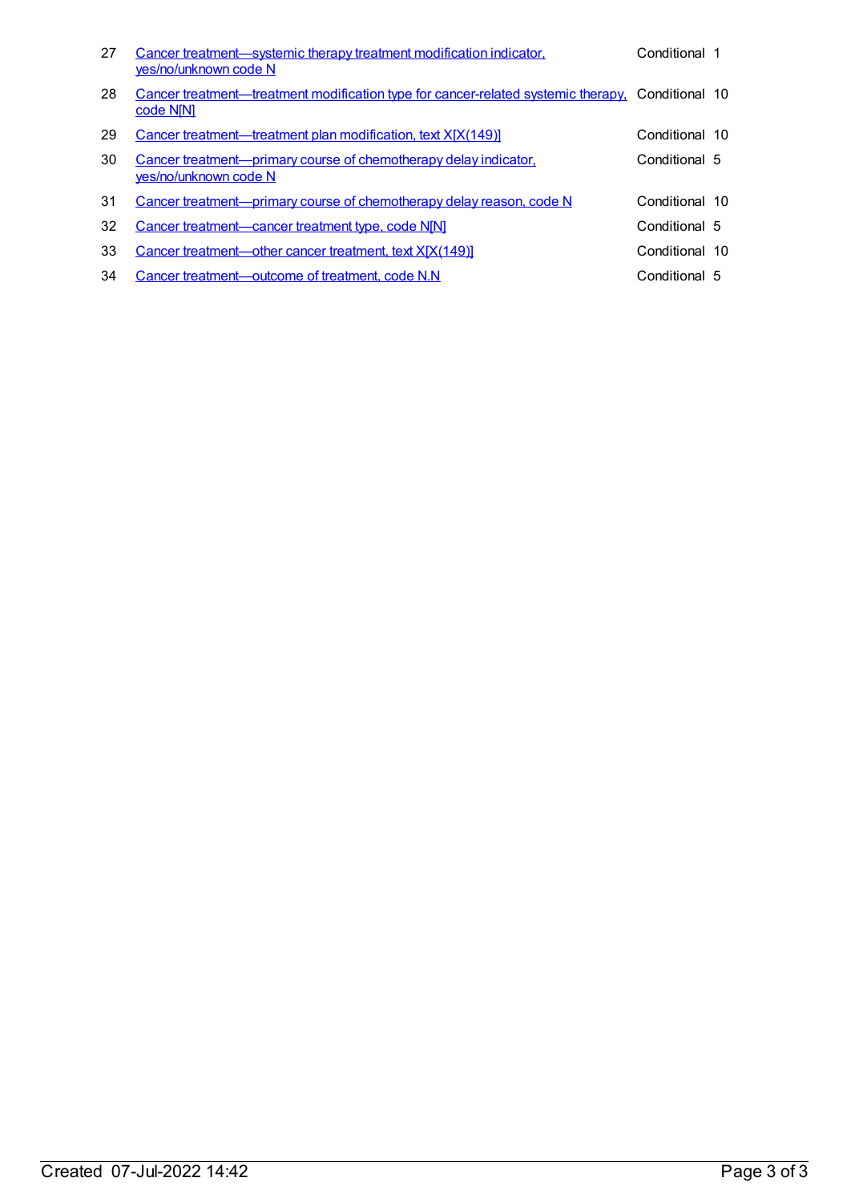| | | | |
|---|---|---|---|
| 27 | Cancer treatment—systemic therapy treatment modification indicator, yes/no/unknown code N | Conditional | 1 |
| 28 | Cancer treatment—treatment modification type for cancer-related systemic therapy, code N[N] | Conditional | 10 |
| 29 | Cancer treatment—treatment plan modification, text X[X(149)] | Conditional | 10 |
| 30 | Cancer treatment—primary course of chemotherapy delay indicator, yes/no/unknown code N | Conditional | 5 |
| 31 | Cancer treatment—primary course of chemotherapy delay reason, code N | Conditional | 10 |
| 32 | Cancer treatment—cancer treatment type, code N[N] | Conditional | 5 |
| 33 | Cancer treatment—other cancer treatment, text X[X(149)] | Conditional | 10 |
| 34 | Cancer treatment—outcome of treatment, code N.N | Conditional | 5 |

Created 07-Jul-2022 14:42